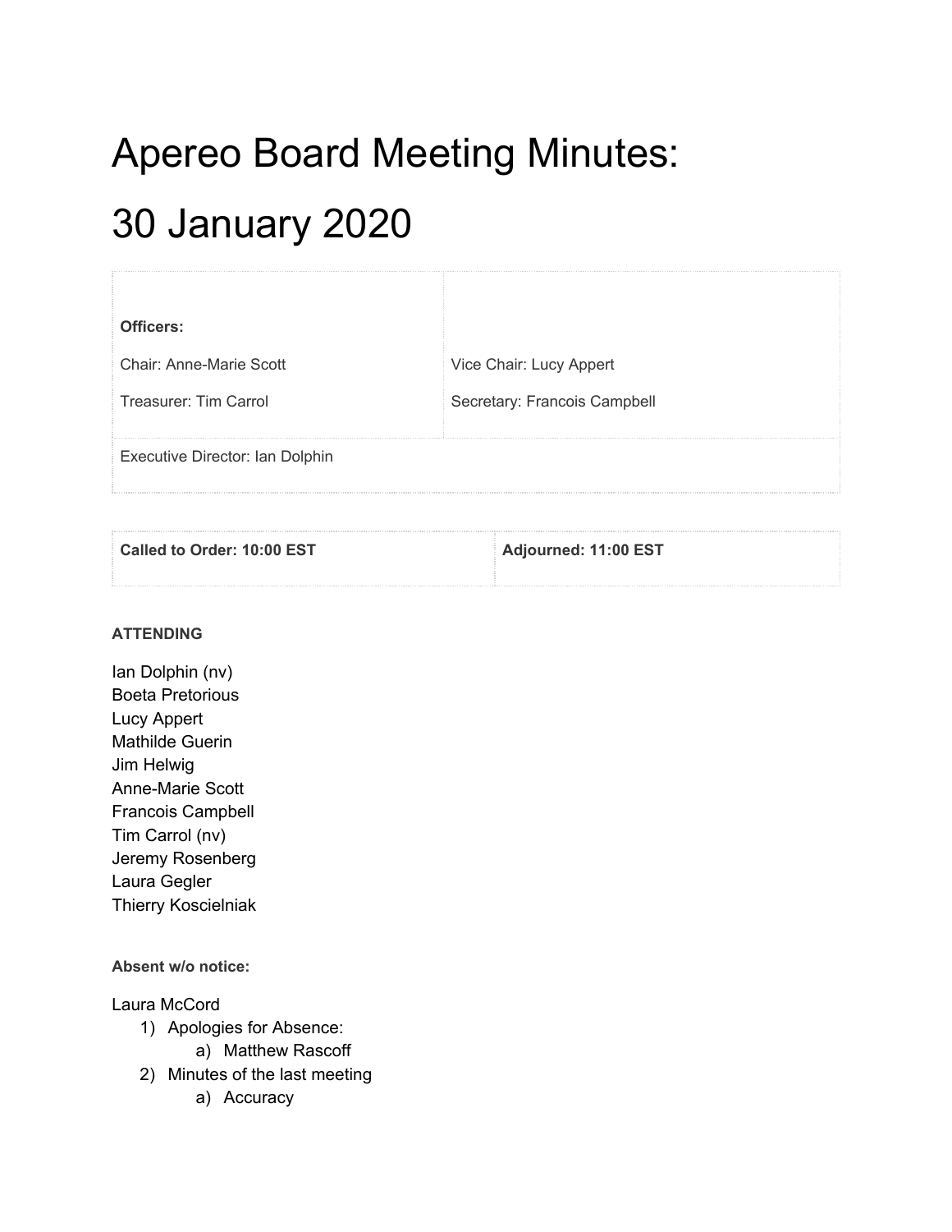# Apereo Board Meeting Minutes: 30 January 2020

| **Officers:** | |
|---|---|
| Chair: Anne-Marie Scott | Vice Chair: Lucy Appert |
| Treasurer: Tim Carrol | Secretary: Francois Campbell |
| Executive Director: Ian Dolphin | |

| **Called to Order: 10:00 EST** | **Adjourned: 11:00 EST** |
|---|---|

**ATTENDING**

Ian Dolphin (nv)
Boeta Pretorious
Lucy Appert
Mathilde Guerin
Jim Helwig
Anne-Marie Scott
Francois Campbell
Tim Carrol (nv)
Jeremy Rosenberg
Laura Gegler
Thierry Koscielniak

**Absent w/o notice:**

Laura McCord

1) Apologies for Absence:
   a) Matthew Rascoff
2) Minutes of the last meeting
   a) Accuracy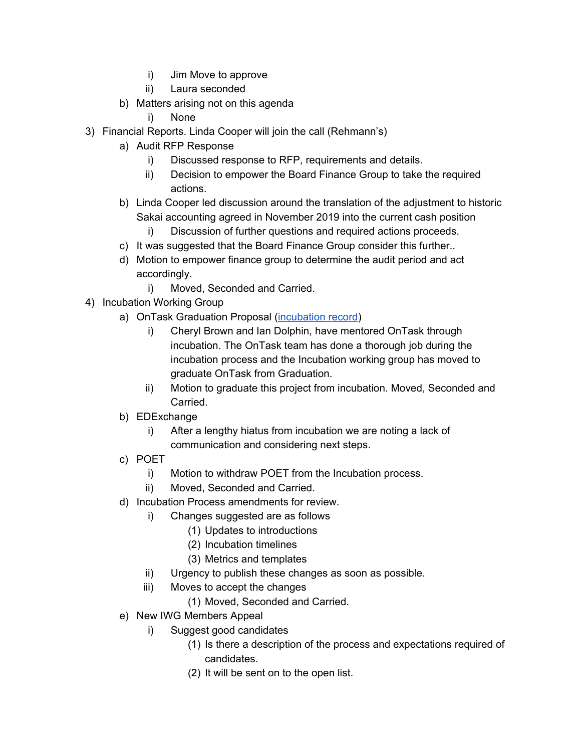- i) Jim Move to approve
   - ii) Laura seconded
  - b) Matters arising not on this agenda
    - i) None
3) Financial Reports. Linda Cooper will join the call (Rehmann's)
  - a) Audit RFP Response
    - i) Discussed response to RFP, requirements and details.
    - ii) Decision to empower the Board Finance Group to take the required actions.
  - b) Linda Cooper led discussion around the translation of the adjustment to historic Sakai accounting agreed in November 2019 into the current cash position
    - i) Discussion of further questions and required actions proceeds.
  - c) It was suggested that the Board Finance Group consider this further..
  - d) Motion to empower finance group to determine the audit period and act accordingly.
    - i) Moved, Seconded and Carried.
4) Incubation Working Group
  - a) OnTask Graduation Proposal ([incubation record](#))
    - i) Cheryl Brown and Ian Dolphin, have mentored OnTask through incubation. The OnTask team has done a thorough job during the incubation process and the Incubation working group has moved to graduate OnTask from Graduation.
    - ii) Motion to graduate this project from incubation. Moved, Seconded and Carried.
  - b) EDExchange
    - i) After a lengthy hiatus from incubation we are noting a lack of communication and considering next steps.
  - c) POET
    - i) Motion to withdraw POET from the Incubation process.
    - ii) Moved, Seconded and Carried.
  - d) Incubation Process amendments for review.
    - i) Changes suggested are as follows
      - (1) Updates to introductions
      - (2) Incubation timelines
      - (3) Metrics and templates
    - ii) Urgency to publish these changes as soon as possible.
    - iii) Moves to accept the changes
      - (1) Moved, Seconded and Carried.
  - e) New IWG Members Appeal
    - i) Suggest good candidates
      - (1) Is there a description of the process and expectations required of candidates.
      - (2) It will be sent on to the open list.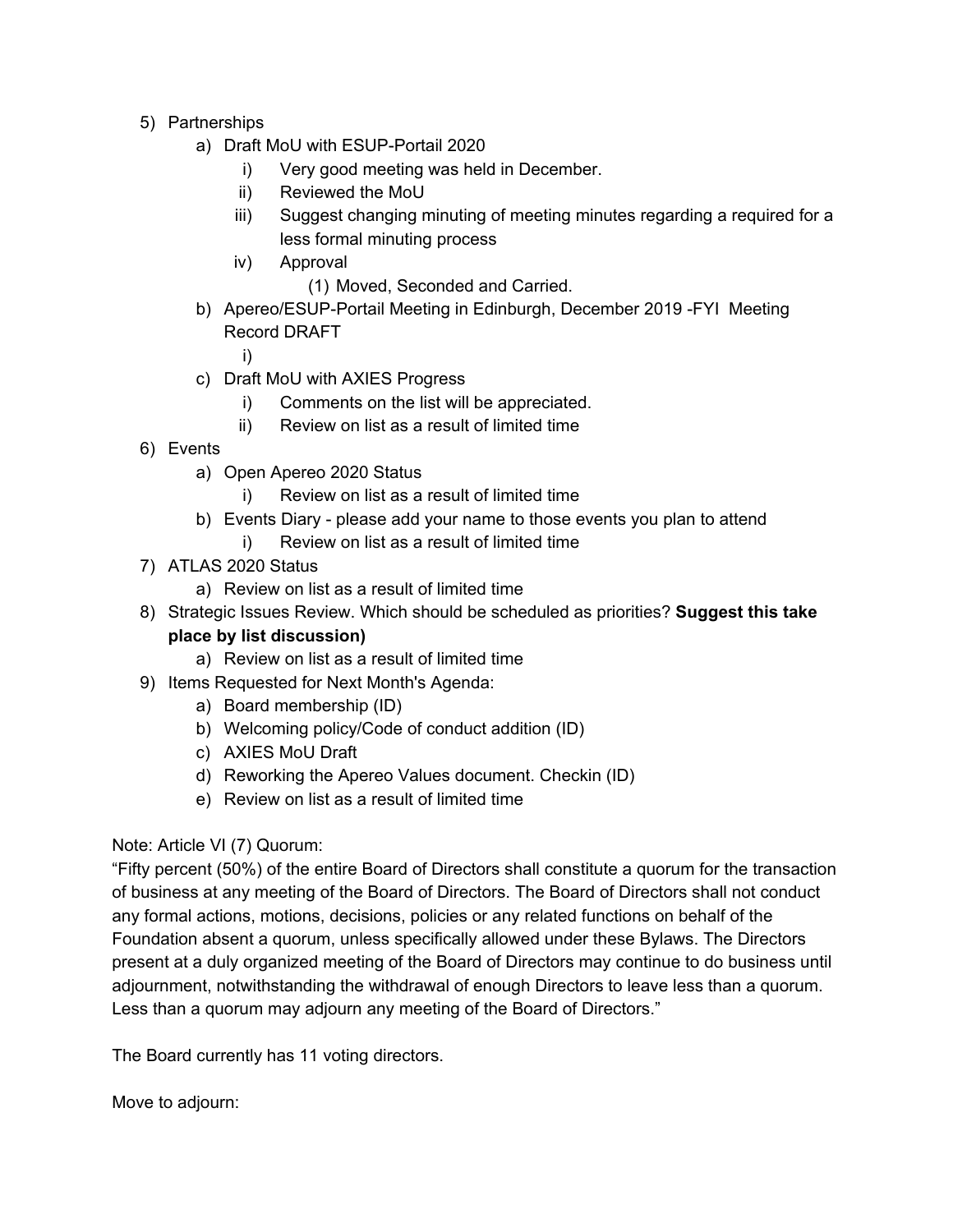5) Partnerships
    a) Draft MoU with ESUP-Portail 2020
        i) Very good meeting was held in December.
        ii) Reviewed the MoU
        iii) Suggest changing minuting of meeting minutes regarding a required for a less formal minuting process
        iv) Approval
            (1) Moved, Seconded and Carried.
    b) Apereo/ESUP-Portail Meeting in Edinburgh, December 2019 -FYI Meeting Record DRAFT
        i)
    c) Draft MoU with AXIES Progress
        i) Comments on the list will be appreciated.
        ii) Review on list as a result of limited time
6) Events
    a) Open Apereo 2020 Status
        i) Review on list as a result of limited time
    b) Events Diary - please add your name to those events you plan to attend
        i) Review on list as a result of limited time
7) ATLAS 2020 Status
    a) Review on list as a result of limited time
8) Strategic Issues Review. Which should be scheduled as priorities? **Suggest this take place by list discussion)**
    a) Review on list as a result of limited time
9) Items Requested for Next Month's Agenda:
    a) Board membership (ID)
    b) Welcoming policy/Code of conduct addition (ID)
    c) AXIES MoU Draft
    d) Reworking the Apereo Values document. Checkin (ID)
    e) Review on list as a result of limited time

Note: Article VI (7) Quorum:
"Fifty percent (50%) of the entire Board of Directors shall constitute a quorum for the transaction of business at any meeting of the Board of Directors. The Board of Directors shall not conduct any formal actions, motions, decisions, policies or any related functions on behalf of the Foundation absent a quorum, unless specifically allowed under these Bylaws. The Directors present at a duly organized meeting of the Board of Directors may continue to do business until adjournment, notwithstanding the withdrawal of enough Directors to leave less than a quorum. Less than a quorum may adjourn any meeting of the Board of Directors."

The Board currently has 11 voting directors.

Move to adjourn: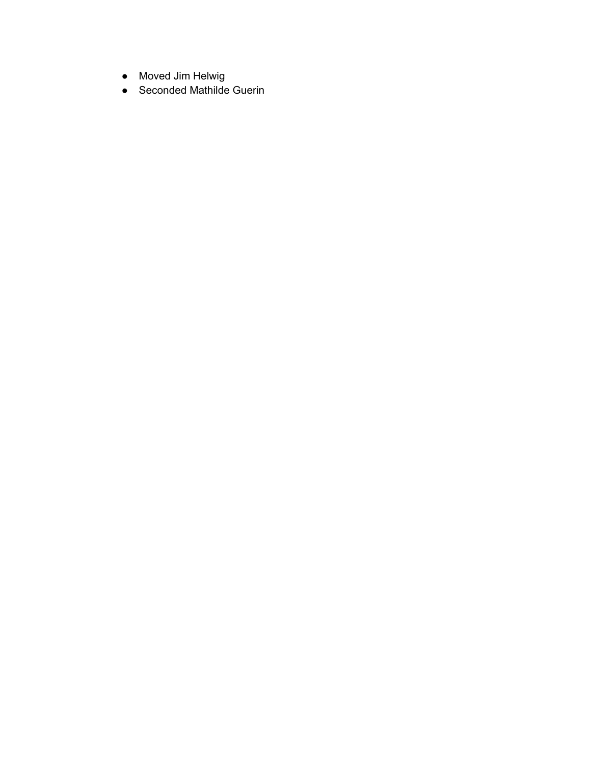- Moved Jim Helwig
- Seconded Mathilde Guerin